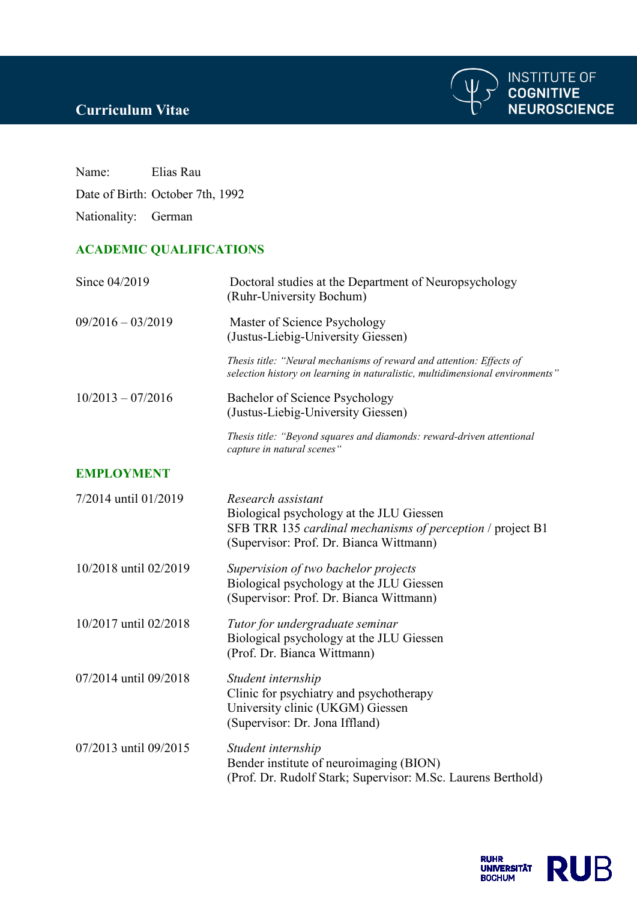# Curriculum Vitae

INSTITUTE OF COGNITIVE NEUROSCIENCE

Name: Elias Rau

Date of Birth: October 7th, 1992

Nationality: German

## ACADEMIC QUALIFICATIONS

| | |
|---|---|
| Since 04/2019 | Doctoral studies at the Department of Neuropsychology (Ruhr-University Bochum) |
| 09/2016 – 03/2019 | Master of Science Psychology (Justus-Liebig-University Giessen)<br>*Thesis title: "Neural mechanisms of reward and attention: Effects of selection history on learning in naturalistic, multidimensional environments"* |
| 10/2013 – 07/2016 | Bachelor of Science Psychology (Justus-Liebig-University Giessen)<br>*Thesis title: "Beyond squares and diamonds: reward-driven attentional capture in natural scenes"* |

## EMPLOYMENT

| | |
|---|---|
| 7/2014 until 01/2019 | *Research assistant*<br>Biological psychology at the JLU Giessen<br>SFB TRR 135 *cardinal mechanisms of perception* / project B1<br>(Supervisor: Prof. Dr. Bianca Wittmann) |
| 10/2018 until 02/2019 | *Supervision of two bachelor projects*<br>Biological psychology at the JLU Giessen<br>(Supervisor: Prof. Dr. Bianca Wittmann) |
| 10/2017 until 02/2018 | *Tutor for undergraduate seminar*<br>Biological psychology at the JLU Giessen<br>(Prof. Dr. Bianca Wittmann) |
| 07/2014 until 09/2018 | *Student internship*<br>Clinic for psychiatry and psychotherapy<br>University clinic (UKGM) Giessen<br>(Supervisor: Dr. Jona Iffland) |
| 07/2013 until 09/2015 | *Student internship*<br>Bender institute of neuroimaging (BION)<br>(Prof. Dr. Rudolf Stark; Supervisor: M.Sc. Laurens Berthold) |

RUHR UNIVERSITÄT BOCHUM RUB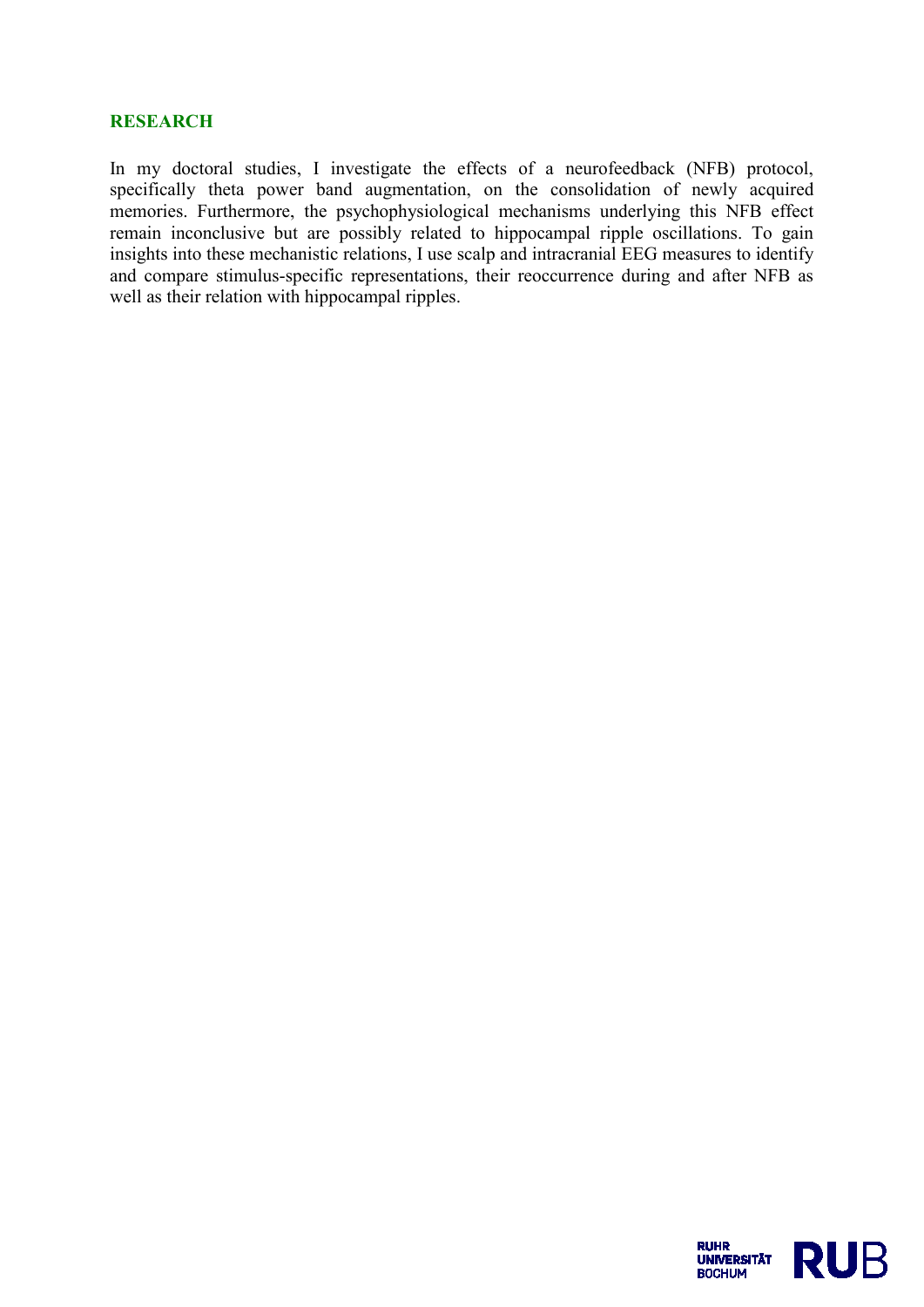## RESEARCH

In my doctoral studies, I investigate the effects of a neurofeedback (NFB) protocol, specifically theta power band augmentation, on the consolidation of newly acquired memories. Furthermore, the psychophysiological mechanisms underlying this NFB effect remain inconclusive but are possibly related to hippocampal ripple oscillations. To gain insights into these mechanistic relations, I use scalp and intracranial EEG measures to identify and compare stimulus-specific representations, their reoccurrence during and after NFB as well as their relation with hippocampal ripples.